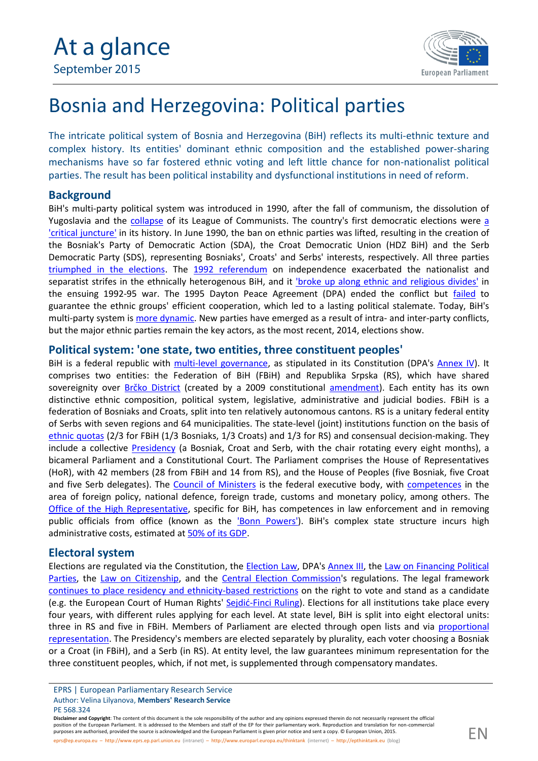At a glance

September 2015

# Bosnia and Herzegovina: Political parties

The intricate political system of Bosnia and Herzegovina (BiH) reflects its multi-ethnic texture and complex history. Its entities' dominant ethnic composition and the established power-sharing mechanisms have so far fostered ethnic voting and left little chance for non-nationalist political parties. The result has been political instability and dysfunctional institutions in need of reform.

## Background

BiH's multi-party political system was introduced in 1990, after the fall of communism, the dissolution of Yugoslavia and the collapse of its League of Communists. The country's first democratic elections were a 'critical juncture' in its history. In June 1990, the ban on ethnic parties was lifted, resulting in the creation of the Bosniak's Party of Democratic Action (SDA), the Croat Democratic Union (HDZ BiH) and the Serb Democratic Party (SDS), representing Bosniaks', Croats' and Serbs' interests, respectively. All three parties triumphed in the elections. The 1992 referendum on independence exacerbated the nationalist and separatist strifes in the ethnically heterogenous BiH, and it 'broke up along ethnic and religious divides' in the ensuing 1992-95 war. The 1995 Dayton Peace Agreement (DPA) ended the conflict but failed to guarantee the ethnic groups' efficient cooperation, which led to a lasting political stalemate. Today, BiH's multi-party system is more dynamic. New parties have emerged as a result of intra- and inter-party conflicts, but the major ethnic parties remain the key actors, as the most recent, 2014, elections show.

## Political system: 'one state, two entities, three constituent peoples'

BiH is a federal republic with multi-level governance, as stipulated in its Constitution (DPA's Annex IV). It comprises two entities: the Federation of BiH (FBiH) and Republika Srpska (RS), which have shared sovereignty over Brčko District (created by a 2009 constitutional amendment). Each entity has its own distinctive ethnic composition, political system, legislative, administrative and judicial bodies. FBiH is a federation of Bosniaks and Croats, split into ten relatively autonomous cantons. RS is a unitary federal entity of Serbs with seven regions and 64 municipalities. The state-level (joint) institutions function on the basis of ethnic quotas (2/3 for FBiH (1/3 Bosniaks, 1/3 Croats) and 1/3 for RS) and consensual decision-making. They include a collective Presidency (a Bosniak, Croat and Serb, with the chair rotating every eight months), a bicameral Parliament and a Constitutional Court. The Parliament comprises the House of Representatives (HoR), with 42 members (28 from FBiH and 14 from RS), and the House of Peoples (five Bosniak, five Croat and five Serb delegates). The Council of Ministers is the federal executive body, with competences in the area of foreign policy, national defence, foreign trade, customs and monetary policy, among others. The Office of the High Representative, specific for BiH, has competences in law enforcement and in removing public officials from office (known as the 'Bonn Powers'). BiH's complex state structure incurs high administrative costs, estimated at 50% of its GDP.

## Electoral system

Elections are regulated via the Constitution, the Election Law, DPA's Annex III, the Law on Financing Political Parties, the Law on Citizenship, and the Central Election Commission's regulations. The legal framework continues to place residency and ethnicity-based restrictions on the right to vote and stand as a candidate (e.g. the European Court of Human Rights' Sejdić-Finci Ruling). Elections for all institutions take place every four years, with different rules applying for each level. At state level, BiH is split into eight electoral units: three in RS and five in FBiH. Members of Parliament are elected through open lists and via proportional representation. The Presidency's members are elected separately by plurality, each voter choosing a Bosniak or a Croat (in FBiH), and a Serb (in RS). At entity level, the law guarantees minimum representation for the three constituent peoples, which, if not met, is supplemented through compensatory mandates.

EPRS | European Parliamentary Research Service
Author: Velina Lilyanova, **Members' Research Service**
PE 568.324

**Disclaimer and Copyright**: The content of this document is the sole responsibility of the author and any opinions expressed therein do not necessarily represent the official position of the European Parliament. It is addressed to the Members and staff of the EP for their parliamentary work. Reproduction and translation for non-commercial purposes are authorised, provided the source is acknowledged and the European Parliament is given prior notice and sent a copy. © European Union, 2015.

eprs@ep.europa.eu – http://www.eprs.ep.parl.union.eu (intranet) – http://www.europarl.europa.eu/thinktank (internet) – http://epthinktank.eu (blog)

EN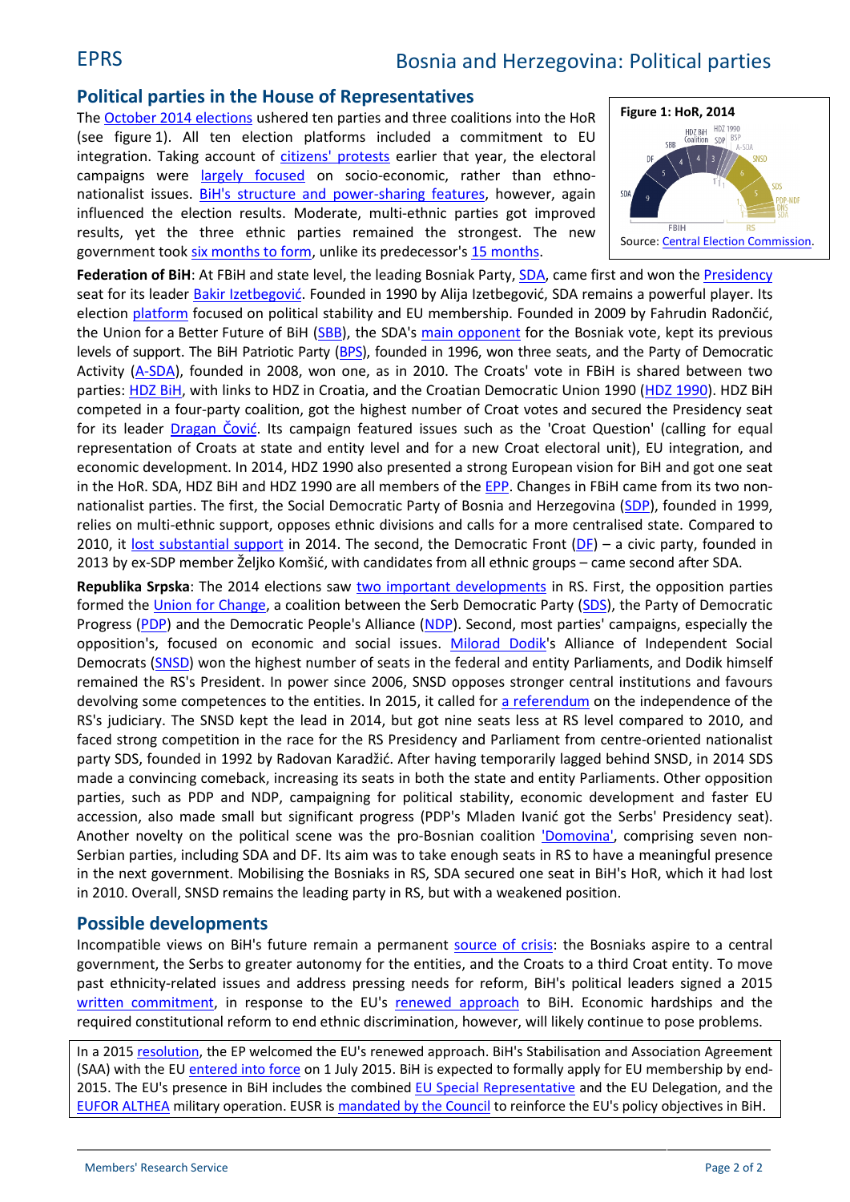## Political parties in the House of Representatives

The October 2014 elections ushered ten parties and three coalitions into the HoR (see figure 1). All ten election platforms included a commitment to EU integration. Taking account of citizens' protests earlier that year, the electoral campaigns were largely focused on socio-economic, rather than ethno-nationalist issues. BiH's structure and power-sharing features, however, again influenced the election results. Moderate, multi-ethnic parties got improved results, yet the three ethnic parties remained the strongest. The new government took six months to form, unlike its predecessor's 15 months.

**Figure 1: HoR, 2014**

SDA 9, DF 5, SBB 4, HDZ BiH Coalition 4, SDP 3, HDZ 1990 1, BSP 1, A-SDA 1, SNSD 6, SDS 5, PDP-NDP 1, DNS 1, SDA 1

FBiH RS

Source: Central Election Commission.

**Federation of BiH**: At FBiH and state level, the leading Bosniak Party, SDA, came first and won the Presidency seat for its leader Bakir Izetbegović. Founded in 1990 by Alija Izetbegović, SDA remains a powerful player. Its election platform focused on political stability and EU membership. Founded in 2009 by Fahrudin Radončić, the Union for a Better Future of BiH (SBB), the SDA's main opponent for the Bosniak vote, kept its previous levels of support. The BiH Patriotic Party (BPS), founded in 1996, won three seats, and the Party of Democratic Activity (A-SDA), founded in 2008, won one, as in 2010. The Croats' vote in FBiH is shared between two parties: HDZ BiH, with links to HDZ in Croatia, and the Croatian Democratic Union 1990 (HDZ 1990). HDZ BiH competed in a four-party coalition, got the highest number of Croat votes and secured the Presidency seat for its leader Dragan Čović. Its campaign featured issues such as the 'Croat Question' (calling for equal representation of Croats at state and entity level and for a new Croat electoral unit), EU integration, and economic development. In 2014, HDZ 1990 also presented a strong European vision for BiH and got one seat in the HoR. SDA, HDZ BiH and HDZ 1990 are all members of the EPP. Changes in FBiH came from its two non-nationalist parties. The first, the Social Democratic Party of Bosnia and Herzegovina (SDP), founded in 1999, relies on multi-ethnic support, opposes ethnic divisions and calls for a more centralised state. Compared to 2010, it lost substantial support in 2014. The second, the Democratic Front (DF) – a civic party, founded in 2013 by ex-SDP member Željko Komšić, with candidates from all ethnic groups – came second after SDA.

**Republika Srpska**: The 2014 elections saw two important developments in RS. First, the opposition parties formed the Union for Change, a coalition between the Serb Democratic Party (SDS), the Party of Democratic Progress (PDP) and the Democratic People's Alliance (NDP). Second, most parties' campaigns, especially the opposition's, focused on economic and social issues. Milorad Dodik's Alliance of Independent Social Democrats (SNSD) won the highest number of seats in the federal and entity Parliaments, and Dodik himself remained the RS's President. In power since 2006, SNSD opposes stronger central institutions and favours devolving some competences to the entities. In 2015, it called for a referendum on the independence of the RS's judiciary. The SNSD kept the lead in 2014, but got nine seats less at RS level compared to 2010, and faced strong competition in the race for the RS Presidency and Parliament from centre-oriented nationalist party SDS, founded in 1992 by Radovan Karadžić. After having temporarily lagged behind SNSD, in 2014 SDS made a convincing comeback, increasing its seats in both the state and entity Parliaments. Other opposition parties, such as PDP and NDP, campaigning for political stability, economic development and faster EU accession, also made small but significant progress (PDP's Mladen Ivanić got the Serbs' Presidency seat). Another novelty on the political scene was the pro-Bosnian coalition 'Domovina', comprising seven non-Serbian parties, including SDA and DF. Its aim was to take enough seats in RS to have a meaningful presence in the next government. Mobilising the Bosniaks in RS, SDA secured one seat in BiH's HoR, which it had lost in 2010. Overall, SNSD remains the leading party in RS, but with a weakened position.

## Possible developments

Incompatible views on BiH's future remain a permanent source of crisis: the Bosniaks aspire to a central government, the Serbs to greater autonomy for the entities, and the Croats to a third Croat entity. To move past ethnicity-related issues and address pressing needs for reform, BiH's political leaders signed a 2015 written commitment, in response to the EU's renewed approach to BiH. Economic hardships and the required constitutional reform to end ethnic discrimination, however, will likely continue to pose problems.

In a 2015 resolution, the EP welcomed the EU's renewed approach. BiH's Stabilisation and Association Agreement (SAA) with the EU entered into force on 1 July 2015. BiH is expected to formally apply for EU membership by end-2015. The EU's presence in BiH includes the combined EU Special Representative and the EU Delegation, and the EUFOR ALTHEA military operation. EUSR is mandated by the Council to reinforce the EU's policy objectives in BiH.